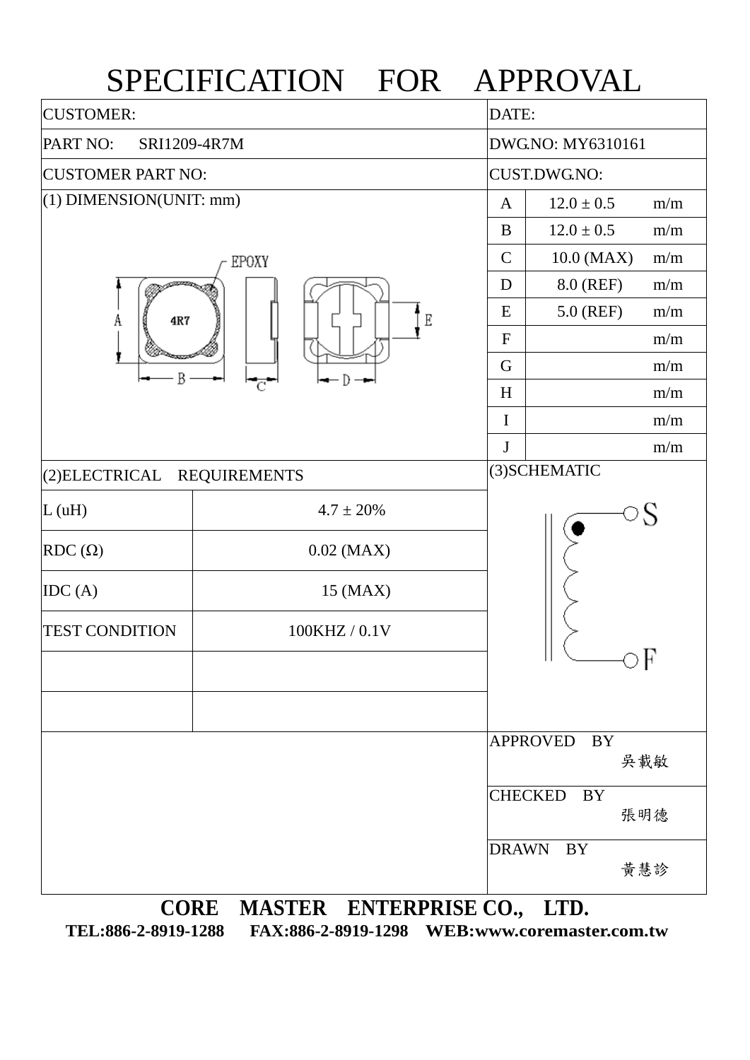# SPECIFICATION FOR APPROVAL

| CUSTOMER: | DATE: |
|---|---|
| PART NO: SRI1209-4R7M | DWG.NO: MY6310161 |
| CUSTOMER PART NO: | CUST.DWG.NO: |

## (1) DIMENSION(UNIT: mm)

| | | |
|---|---|---|
| A | 12.0 ± 0.5 | m/m |
| B | 12.0 ± 0.5 | m/m |
| C | 10.0 (MAX) | m/m |
| D | 8.0 (REF) | m/m |
| E | 5.0 (REF) | m/m |
| F | | m/m |
| G | | m/m |
| H | | m/m |
| I | | m/m |
| J | | m/m |

## (2)ELECTRICAL REQUIREMENTS

| | |
|---|---|
| L (uH) | 4.7 ± 20% |
| RDC (Ω) | 0.02 (MAX) |
| IDC (A) | 15 (MAX) |
| TEST CONDITION | 100KHZ / 0.1V |
| | |
| | |

## (3)SCHEMATIC

| | |
|---|---|
| APPROVED BY | 吳載敏 |
| CHECKED BY | 張明德 |
| DRAWN BY | 黃慧診 |

**CORE MASTER ENTERPRISE CO., LTD.**

**TEL:886-2-8919-1288 FAX:886-2-8919-1298 WEB:www.coremaster.com.tw**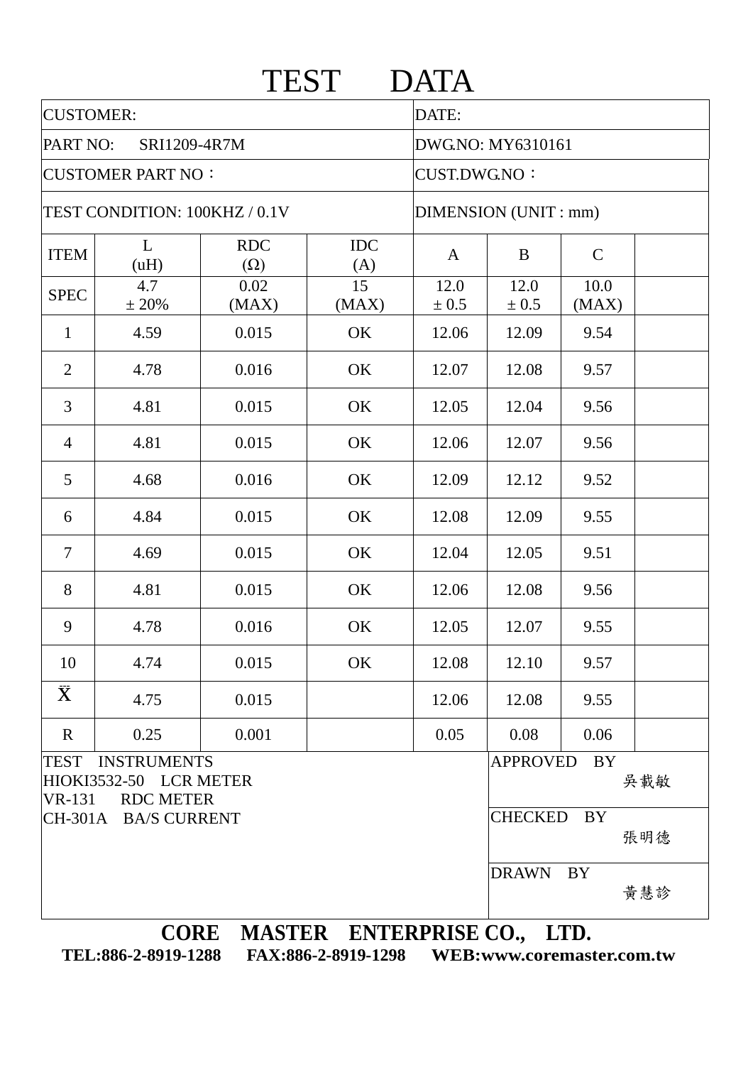# TEST DATA

| CUSTOMER: | DATE: |
|---|---|
| PART NO: SRI1209-4R7M | DWG.NO: MY6310161 |
| CUSTOMER PART NO： | CUST.DWG.NO： |
| TEST CONDITION: 100KHZ / 0.1V | DIMENSION (UNIT : mm) |

| ITEM | L (uH) | RDC (Ω) | IDC (A) | A | B | C | |
|---|---|---|---|---|---|---|---|
| SPEC | 4.7 ± 20% | 0.02 (MAX) | 15 (MAX) | 12.0 ± 0.5 | 12.0 ± 0.5 | 10.0 (MAX) | |
| 1 | 4.59 | 0.015 | OK | 12.06 | 12.09 | 9.54 | |
| 2 | 4.78 | 0.016 | OK | 12.07 | 12.08 | 9.57 | |
| 3 | 4.81 | 0.015 | OK | 12.05 | 12.04 | 9.56 | |
| 4 | 4.81 | 0.015 | OK | 12.06 | 12.07 | 9.56 | |
| 5 | 4.68 | 0.016 | OK | 12.09 | 12.12 | 9.52 | |
| 6 | 4.84 | 0.015 | OK | 12.08 | 12.09 | 9.55 | |
| 7 | 4.69 | 0.015 | OK | 12.04 | 12.05 | 9.51 | |
| 8 | 4.81 | 0.015 | OK | 12.06 | 12.08 | 9.56 | |
| 9 | 4.78 | 0.016 | OK | 12.05 | 12.07 | 9.55 | |
| 10 | 4.74 | 0.015 | OK | 12.08 | 12.10 | 9.57 | |
| $\bar{\bar{X}}$ | 4.75 | 0.015 | | 12.06 | 12.08 | 9.55 | |
| R | 0.25 | 0.001 | | 0.05 | 0.08 | 0.06 | |

| TEST INSTRUMENTS | |
|---|---|
| HIOKI3532-50 LCR METER | APPROVED BY 吳載敏 |
| VR-131 RDC METER | CHECKED BY 張明德 |
| CH-301A BA/S CURRENT | DRAWN BY 黃慧診 |

**CORE MASTER ENTERPRISE CO., LTD.**

**TEL:886-2-8919-1288 FAX:886-2-8919-1298 WEB:www.coremaster.com.tw**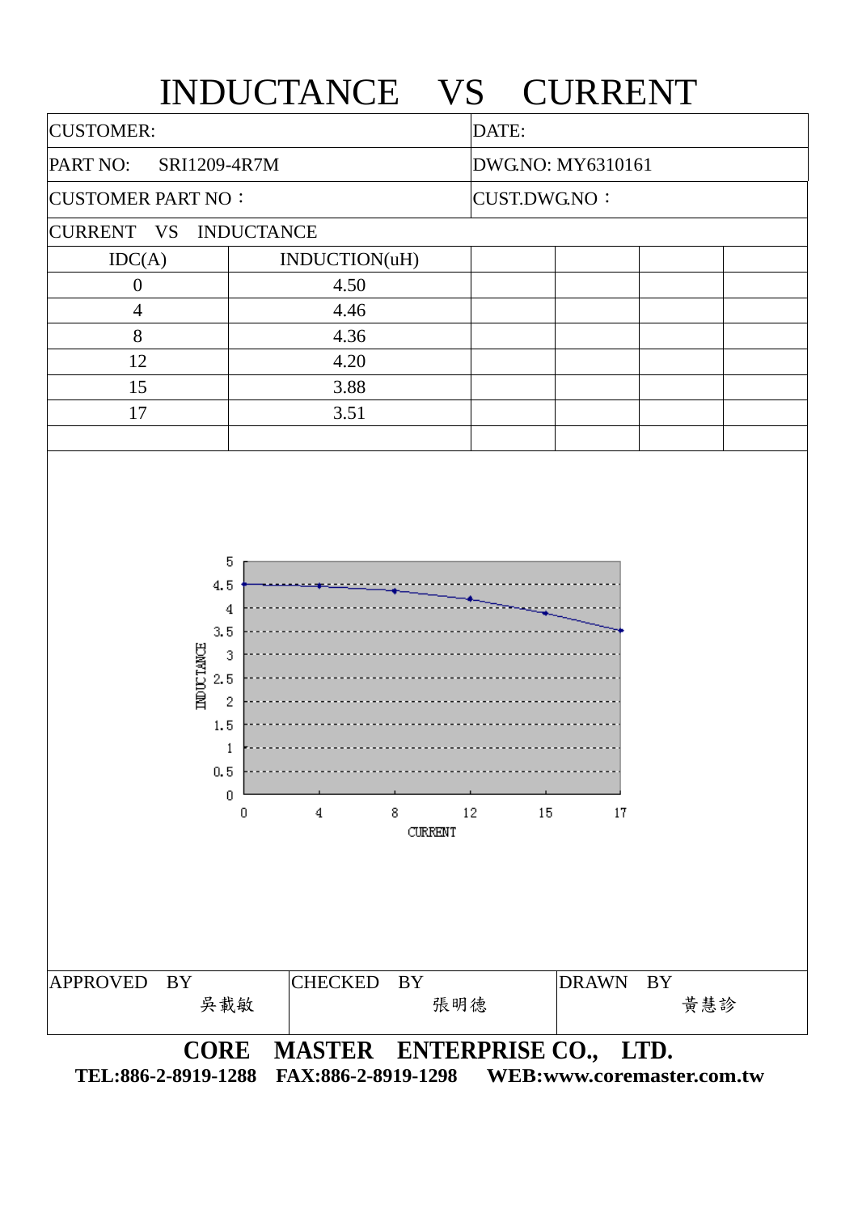# INDUCTANCE VS CURRENT

| | |
|---|---|
| CUSTOMER: | DATE: |
| PART NO: SRI1209-4R7M | DWG.NO: MY6310161 |
| CUSTOMER PART NO： | CUST.DWG.NO： |

CURRENT VS INDUCTANCE

| IDC(A) | INDUCTION(uH) | | | | |
|---|---|---|---|---|---|
| 0 | 4.50 | | | | |
| 4 | 4.46 | | | | |
| 8 | 4.36 | | | | |
| 12 | 4.20 | | | | |
| 15 | 3.88 | | | | |
| 17 | 3.51 | | | | |
| | | | | | |

INDUCTANCE

5
4.5
4
3.5
3
2.5
2
1.5
1
0.5
0

0 4 8 12 15 17

CURRENT

| APPROVED BY | CHECKED BY | DRAWN BY |
|---|---|---|
| 吳載敏 | 張明德 | 黃慧診 |

**CORE MASTER ENTERPRISE CO., LTD.**

**TEL:886-2-8919-1288 FAX:886-2-8919-1298 WEB:www.coremaster.com.tw**